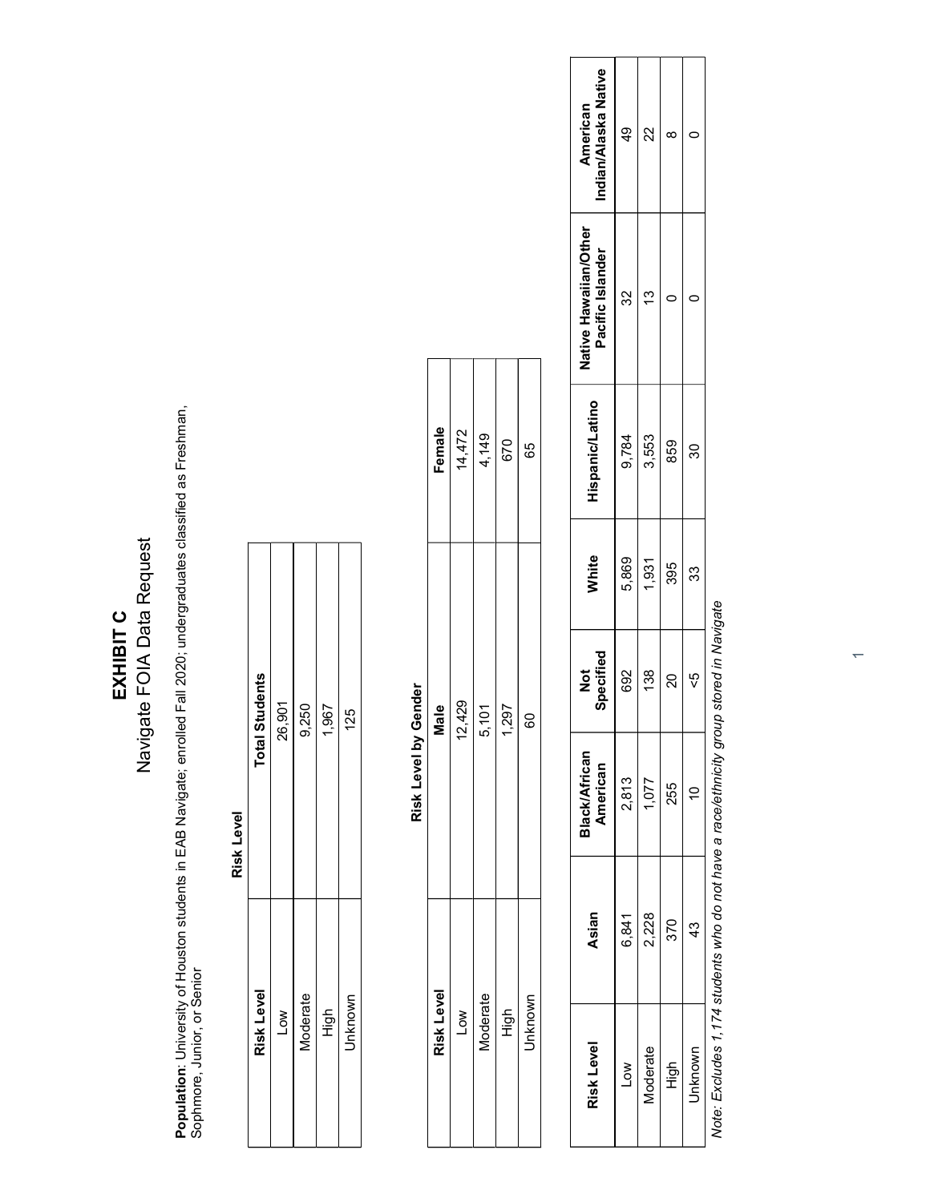# EXHIBIT C

## Navigate FOIA Data Request

**Population**: University of Houston students in EAB Navigate; enrolled Fall 2020; undergraduates classified as Freshman, Sophmore, Junior, or Senior

**Risk Level**

| Risk Level | Total Students |
|---|---|
| Low | 26,901 |
| Moderate | 9,250 |
| High | 1,967 |
| Unknown | 125 |

**Risk Level by Gender**

| Risk Level | Male | Female |
|---|---|---|
| Low | 12,429 | 14,472 |
| Moderate | 5,101 | 4,149 |
| High | 1,297 | 670 |
| Unknown | 60 | 65 |

| Risk Level | Asian | Black/African American | Not Specified | White | Hispanic/Latino | Native Hawaiian/Other Pacific Islander | American Indian/Alaska Native |
|---|---|---|---|---|---|---|---|
| Low | 6,841 | 2,813 | 692 | 5,869 | 9,784 | 32 | 49 |
| Moderate | 2,228 | 1,077 | 138 | 1,931 | 3,553 | 13 | 22 |
| High | 370 | 255 | 20 | 395 | 859 | 0 | 8 |
| Unknown | 43 | 10 | <5 | 33 | 30 | 0 | 0 |

*Note: Excludes 1,174 students who do not have a race/ethnicity group stored in Navigate*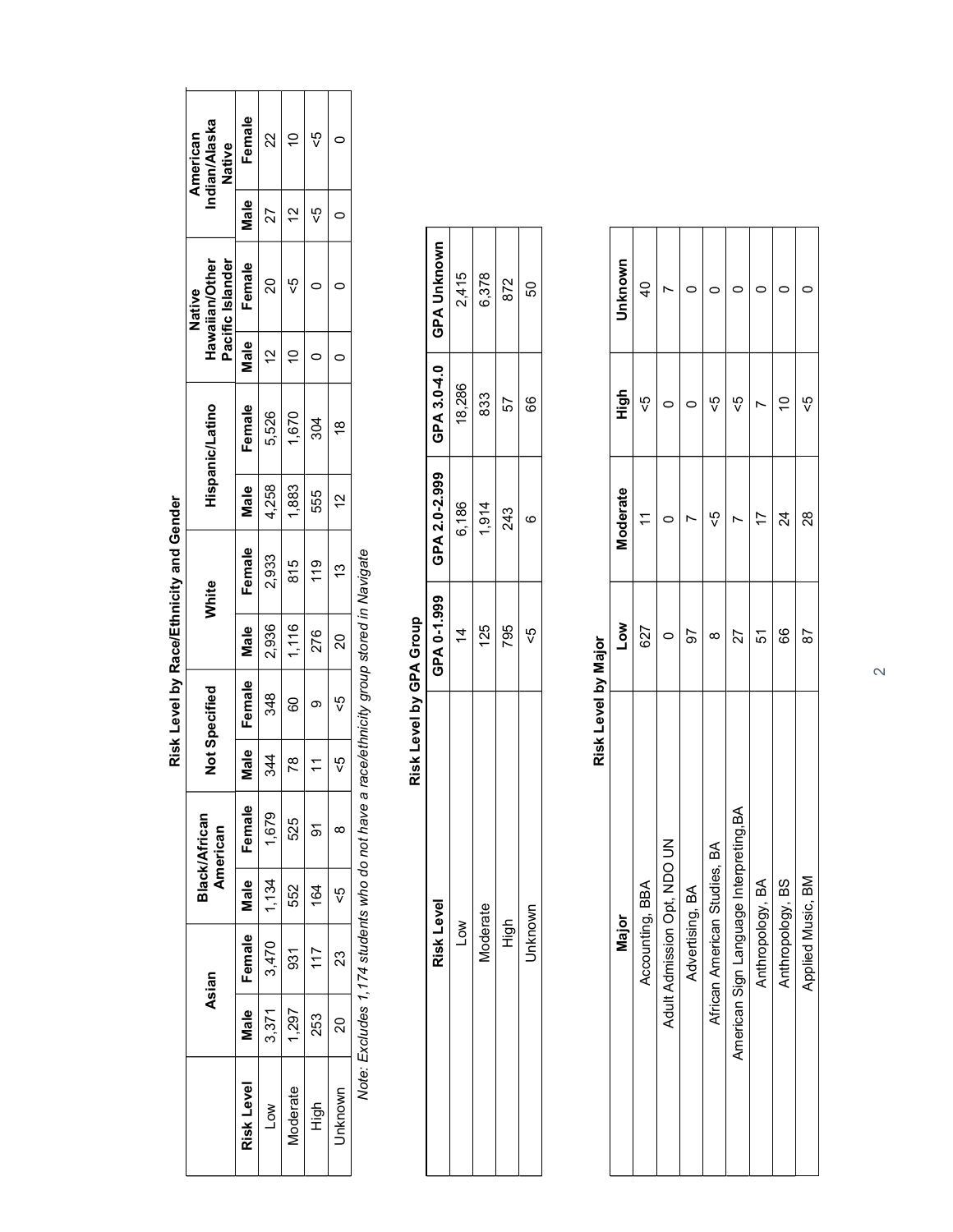## Risk Level by Race/Ethnicity and Gender

| Risk Level | Asian | | Black/African American | | Not Specified | | White | | Hispanic/Latino | | Native Hawaiian/Other Pacific Islander | | American Indian/Alaska Native | |
|---|---|---|---|---|---|---|---|---|---|---|---|---|---|---|
| | Male | Female | Male | Female | Male | Female | Male | Female | Male | Female | Male | Female | Male | Female |
| Low | 3,371 | 3,470 | 1,134 | 1,679 | 344 | 348 | 2,936 | 2,933 | 4,258 | 5,526 | 12 | 20 | 27 | 22 |
| Moderate | 1,297 | 931 | 552 | 525 | 78 | 60 | 1,116 | 815 | 1,883 | 1,670 | 10 | <5 | 12 | 10 |
| High | 253 | 117 | 164 | 91 | 11 | 9 | 276 | 119 | 555 | 304 | 0 | 0 | <5 | <5 |
| Unknown | 20 | 23 | <5 | 8 | <5 | <5 | 20 | 13 | 12 | 18 | 0 | 0 | 0 | 0 |

*Note: Excludes 1,174 students who do not have a race/ethnicity group stored in Navigate*

## Risk Level by GPA Group

| Risk Level | GPA 0-1.999 | GPA 2.0-2.999 | GPA 3.0-4.0 | GPA Unknown |
|---|---|---|---|---|
| Low | 14 | 6,186 | 18,286 | 2,415 |
| Moderate | 125 | 1,914 | 833 | 6,378 |
| High | 795 | 243 | 57 | 872 |
| Unknown | <5 | 6 | 66 | 50 |

## Risk Level by Major

| Major | Low | Moderate | High | Unknown |
|---|---|---|---|---|
| Accounting, BBA | 627 | 11 | <5 | 40 |
| Adult Admission Opt, NDO UN | 0 | 0 | 0 | 7 |
| Advertising, BA | 97 | 7 | 0 | 0 |
| African American Studies, BA | 8 | <5 | <5 | 0 |
| American Sign Language Interpreting,BA | 27 | 7 | <5 | 0 |
| Anthropology, BA | 51 | 17 | 7 | 0 |
| Anthropology, BS | 66 | 24 | 10 | 0 |
| Applied Music, BM | 87 | 28 | <5 | 0 |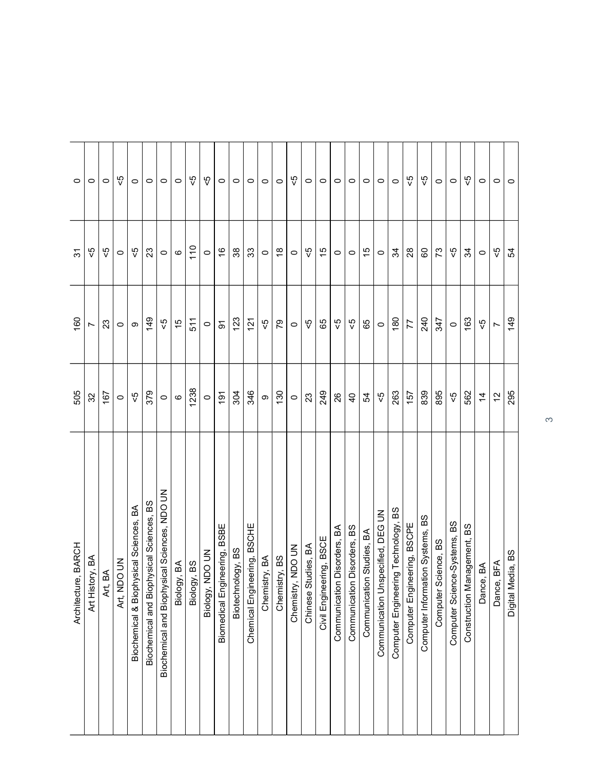| | | | | |
|---|---|---|---|---|
| Architecture, BARCH | 505 | 160 | 31 | 0 |
| Art History, BA | 32 | 7 | <5 | 0 |
| Art, BA | 167 | 23 | <5 | 0 |
| Art, NDO UN | 0 | 0 | 0 | <5 |
| Biochemical & Biophysical Sciences, BA | <5 | 9 | <5 | 0 |
| Biochemical and Biophysical Sciences, BS | 379 | 149 | 23 | 0 |
| Biochemical and Biophysical Sciences, NDO UN | 0 | <5 | 0 | 0 |
| Biology, BA | 6 | 15 | 6 | 0 |
| Biology, BS | 1238 | 511 | 110 | <5 |
| Biology, NDO UN | 0 | 0 | 0 | <5 |
| Biomedical Engineering, BSBE | 191 | 91 | 16 | 0 |
| Biotechnology, BS | 304 | 123 | 38 | 0 |
| Chemical Engineering, BSCHE | 346 | 121 | 33 | 0 |
| Chemistry, BA | 9 | <5 | 0 | 0 |
| Chemistry, BS | 130 | 79 | 18 | 0 |
| Chemistry, NDO UN | 0 | 0 | 0 | <5 |
| Chinese Studies, BA | 23 | <5 | <5 | 0 |
| Civil Engineering, BSCE | 249 | 65 | 15 | 0 |
| Communication Disorders, BA | 26 | <5 | 0 | 0 |
| Communication Disorders, BS | 40 | <5 | 0 | 0 |
| Communication Studies, BA | 54 | 65 | 15 | 0 |
| Communication Unspecified, DEG UN | <5 | 0 | 0 | 0 |
| Computer Engineering Technology, BS | 263 | 180 | 34 | 0 |
| Computer Engineering, BSCPE | 157 | 77 | 28 | <5 |
| Computer Information Systems, BS | 839 | 240 | 60 | <5 |
| Computer Science, BS | 895 | 347 | 73 | 0 |
| Computer Science-Systems, BS | <5 | 0 | <5 | 0 |
| Construction Management, BS | 562 | 163 | 34 | <5 |
| Dance, BA | 14 | <5 | 0 | 0 |
| Dance, BFA | 12 | 7 | <5 | 0 |
| Digital Media, BS | 295 | 149 | 54 | 0 |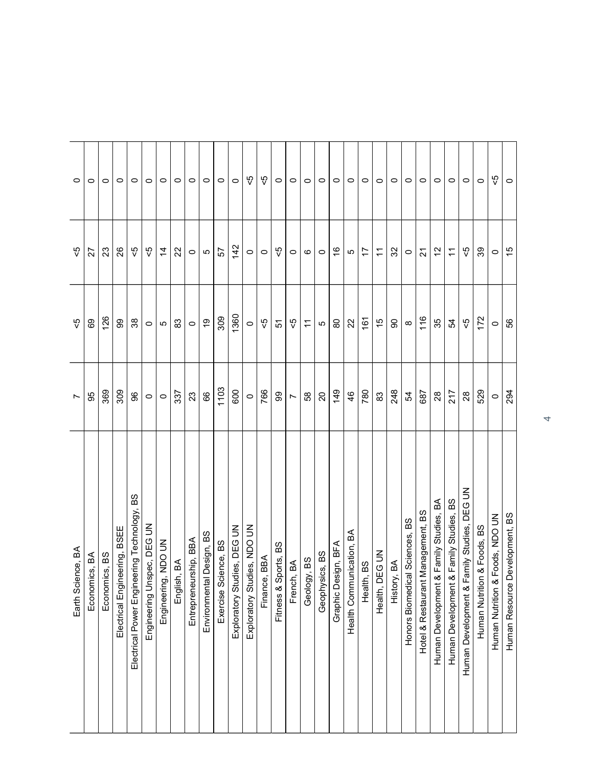| | | | | |
|---|---|---|---|---|
| Earth Science, BA | 7 | <5 | <5 | 0 |
| Economics, BA | 95 | 69 | 27 | 0 |
| Economics, BS | 369 | 126 | 23 | 0 |
| Electrical Engineering, BSEE | 309 | 99 | 26 | 0 |
| Electrical Power Engineering Technology, BS | 96 | 38 | <5 | 0 |
| Engineering Unspec, DEG UN | 0 | 0 | <5 | 0 |
| Engineering, NDO UN | 0 | 5 | 14 | 0 |
| English, BA | 337 | 83 | 22 | 0 |
| Entrepreneurship, BBA | 23 | 0 | 0 | 0 |
| Environmental Design, BS | 66 | 19 | 5 | 0 |
| Exercise Science, BS | 1103 | 309 | 57 | 0 |
| Exploratory Studies, DEG UN | 600 | 1360 | 142 | 0 |
| Exploratory Studies, NDO UN | 0 | 0 | 0 | <5 |
| Finance, BBA | 766 | <5 | 0 | <5 |
| Fitness & Sports, BS | 99 | 51 | <5 | 0 |
| French, BA | 7 | <5 | 0 | 0 |
| Geology, BS | 58 | 11 | 6 | 0 |
| Geophysics, BS | 20 | 5 | 0 | 0 |
| Graphic Design, BFA | 149 | 80 | 16 | 0 |
| Health Communication, BA | 46 | 22 | 5 | 0 |
| Health, BS | 780 | 161 | 17 | 0 |
| Health, DEG UN | 83 | 15 | 11 | 0 |
| History, BA | 248 | 90 | 32 | 0 |
| Honors Biomedical Sciences, BS | 54 | 8 | 0 | 0 |
| Hotel & Restaurant Management, BS | 687 | 116 | 21 | 0 |
| Human Development & Family Studies, BA | 28 | 35 | 12 | 0 |
| Human Development & Family Studies, BS | 217 | 54 | 11 | 0 |
| Human Development & Family Studies, DEG UN | 28 | <5 | <5 | 0 |
| Human Nutrition & Foods, BS | 529 | 172 | 39 | 0 |
| Human Nutrition & Foods, NDO UN | 0 | 0 | 0 | <5 |
| Human Resource Development, BS | 294 | 56 | 15 | 0 |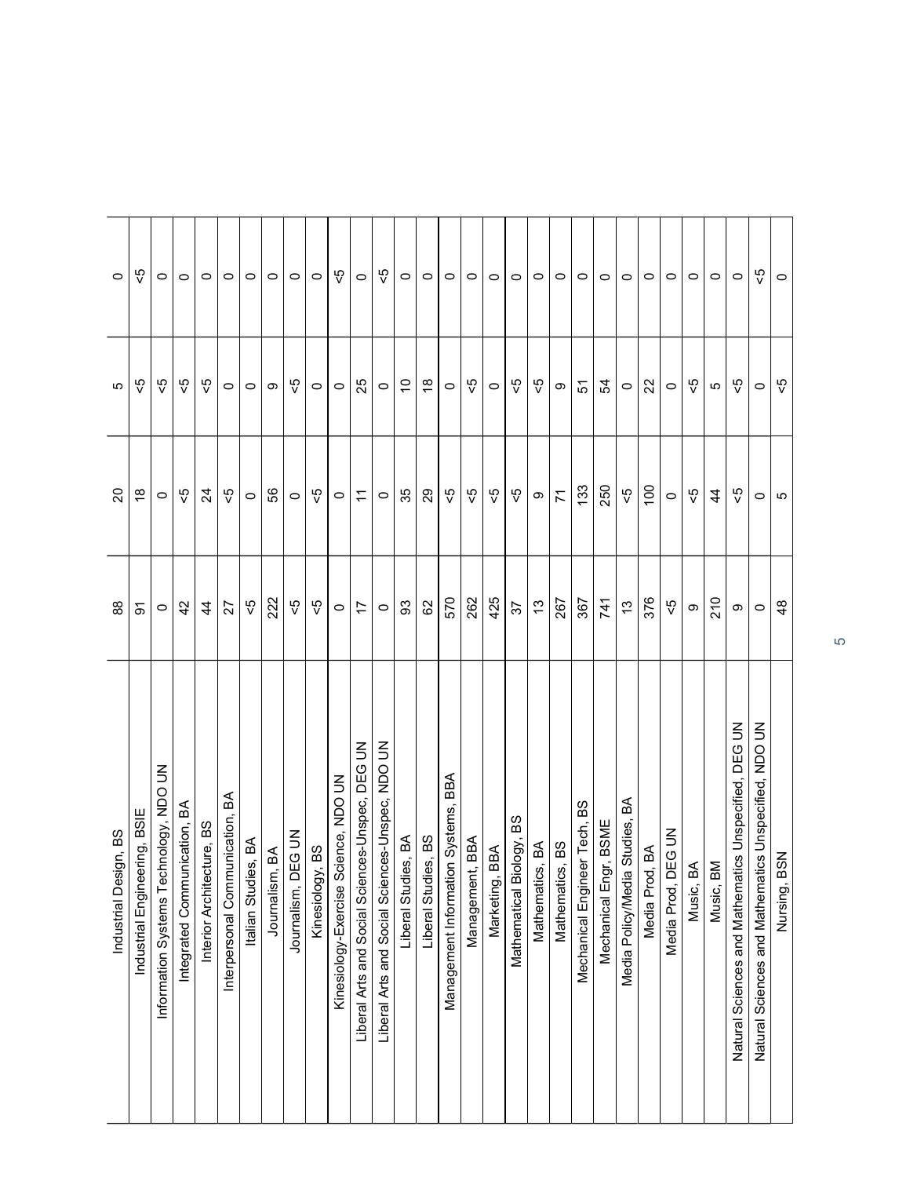| | | | | |
|---|---|---|---|---|
| Industrial Design, BS | 88 | 20 | 5 | 0 |
| Industrial Engineering, BSIE | 91 | 18 | <5 | <5 |
| Information Systems Technology, NDO UN | 0 | 0 | <5 | 0 |
| Integrated Communication, BA | 42 | <5 | <5 | 0 |
| Interior Architecture, BS | 44 | 24 | <5 | 0 |
| Interpersonal Communication, BA | 27 | <5 | 0 | 0 |
| Italian Studies, BA | <5 | 0 | 0 | 0 |
| Journalism, BA | 222 | 56 | 9 | 0 |
| Journalism, DEG UN | <5 | 0 | <5 | 0 |
| Kinesiology, BS | <5 | <5 | 0 | 0 |
| Kinesiology-Exercise Science, NDO UN | 0 | 0 | 0 | <5 |
| Liberal Arts and Social Sciences-Unspec, DEG UN | 17 | 11 | 25 | 0 |
| Liberal Arts and Social Sciences-Unspec, NDO UN | 0 | 0 | 0 | <5 |
| Liberal Studies, BA | 93 | 35 | 10 | 0 |
| Liberal Studies, BS | 62 | 29 | 18 | 0 |
| Management Information Systems, BBA | 570 | <5 | 0 | 0 |
| Management, BBA | 262 | <5 | <5 | 0 |
| Marketing, BBA | 425 | <5 | 0 | 0 |
| Mathematical Biology, BS | 37 | <5 | <5 | 0 |
| Mathematics, BA | 13 | 9 | <5 | 0 |
| Mathematics, BS | 267 | 71 | 9 | 0 |
| Mechanical Engineer Tech, BS | 367 | 133 | 51 | 0 |
| Mechanical Engr, BSME | 741 | 250 | 54 | 0 |
| Media Policy/Media Studies, BA | 13 | <5 | 0 | 0 |
| Media Prod, BA | 376 | 100 | 22 | 0 |
| Media Prod, DEG UN | <5 | 0 | 0 | 0 |
| Music, BA | 9 | <5 | <5 | 0 |
| Music, BM | 210 | 44 | 5 | 0 |
| Natural Sciences and Mathematics Unspecified, DEG UN | 9 | <5 | <5 | 0 |
| Natural Sciences and Mathematics Unspecified, NDO UN | 0 | 0 | 0 | <5 |
| Nursing, BSN | 48 | 5 | <5 | 0 |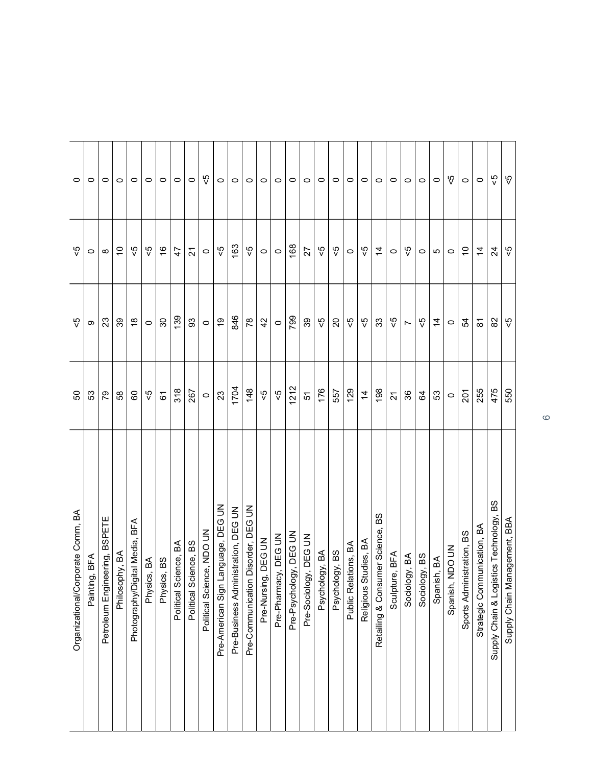| | | | | |
|---|---|---|---|---|
| Organizational/Corporate Comm, BA | 50 | <5 | <5 | 0 |
| Painting, BFA | 53 | 9 | 0 | 0 |
| Petroleum Engineering, BSPETE | 79 | 23 | 8 | 0 |
| Philosophy, BA | 58 | 39 | 10 | 0 |
| Photography/Digital Media, BFA | 60 | 18 | <5 | 0 |
| Physics, BA | <5 | 0 | <5 | 0 |
| Physics, BS | 61 | 30 | 16 | 0 |
| Political Science, BA | 318 | 139 | 47 | 0 |
| Political Science, BS | 267 | 93 | 21 | 0 |
| Political Science, NDO UN | 0 | 0 | 0 | <5 |
| Pre-American Sign Language, DEG UN | 23 | 19 | <5 | 0 |
| Pre-Business Administration, DEG UN | 1704 | 846 | 163 | 0 |
| Pre-Communication Disorder, DEG UN | 148 | 78 | <5 | 0 |
| Pre-Nursing, DEG UN | <5 | 42 | 0 | 0 |
| Pre-Pharmacy, DEG UN | <5 | 0 | 0 | 0 |
| Pre-Psychology, DEG UN | 1212 | 799 | 168 | 0 |
| Pre-Sociology, DEG UN | 51 | 39 | 27 | 0 |
| Psychology, BA | 176 | <5 | <5 | 0 |
| Psychology, BS | 557 | 20 | <5 | 0 |
| Public Relations, BA | 129 | <5 | 0 | 0 |
| Religious Studies, BA | 14 | <5 | <5 | 0 |
| Retailing & Consumer Science, BS | 198 | 33 | 14 | 0 |
| Sculpture, BFA | 21 | <5 | 0 | 0 |
| Sociology, BA | 36 | 7 | <5 | 0 |
| Sociology, BS | 64 | <5 | 0 | 0 |
| Spanish, BA | 53 | 14 | 5 | 0 |
| Spanish, NDO UN | 0 | 0 | 0 | <5 |
| Sports Administration, BS | 201 | 54 | 10 | 0 |
| Strategic Communication, BA | 255 | 81 | 14 | 0 |
| Supply Chain & Logistics Technology, BS | 475 | 82 | 24 | <5 |
| Supply Chain Management, BBA | 550 | <5 | <5 | <5 |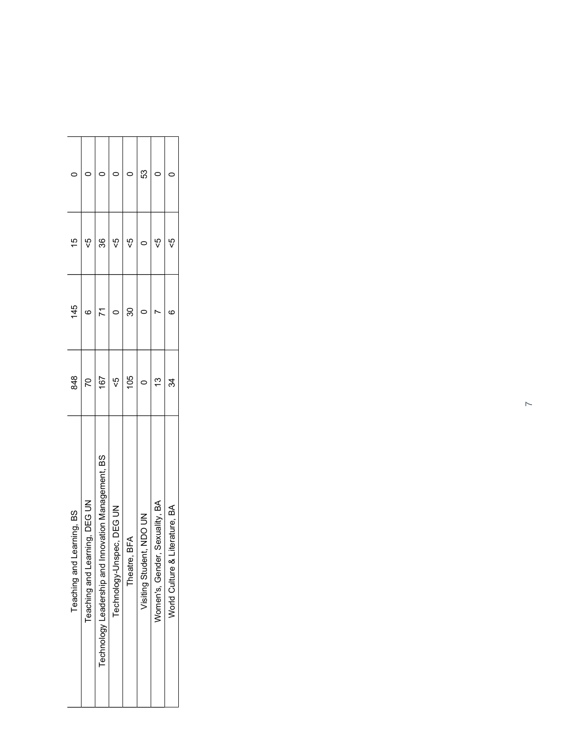| | | | | |
|---|---|---|---|---|
| Teaching and Learning, BS | 848 | 145 | 15 | 0 |
| Teaching and Learning, DEG UN | 70 | 6 | <5 | 0 |
| Technology Leadership and Innovation Management, BS | 167 | 71 | 36 | 0 |
| Technology-Unspec, DEG UN | <5 | 0 | <5 | 0 |
| Theatre, BFA | 105 | 30 | <5 | 0 |
| Visiting Student, NDO UN | 0 | 0 | 0 | 53 |
| Women's, Gender, Sexuality, BA | 13 | 7 | <5 | 0 |
| World Culture & Literature, BA | 34 | 6 | <5 | 0 |